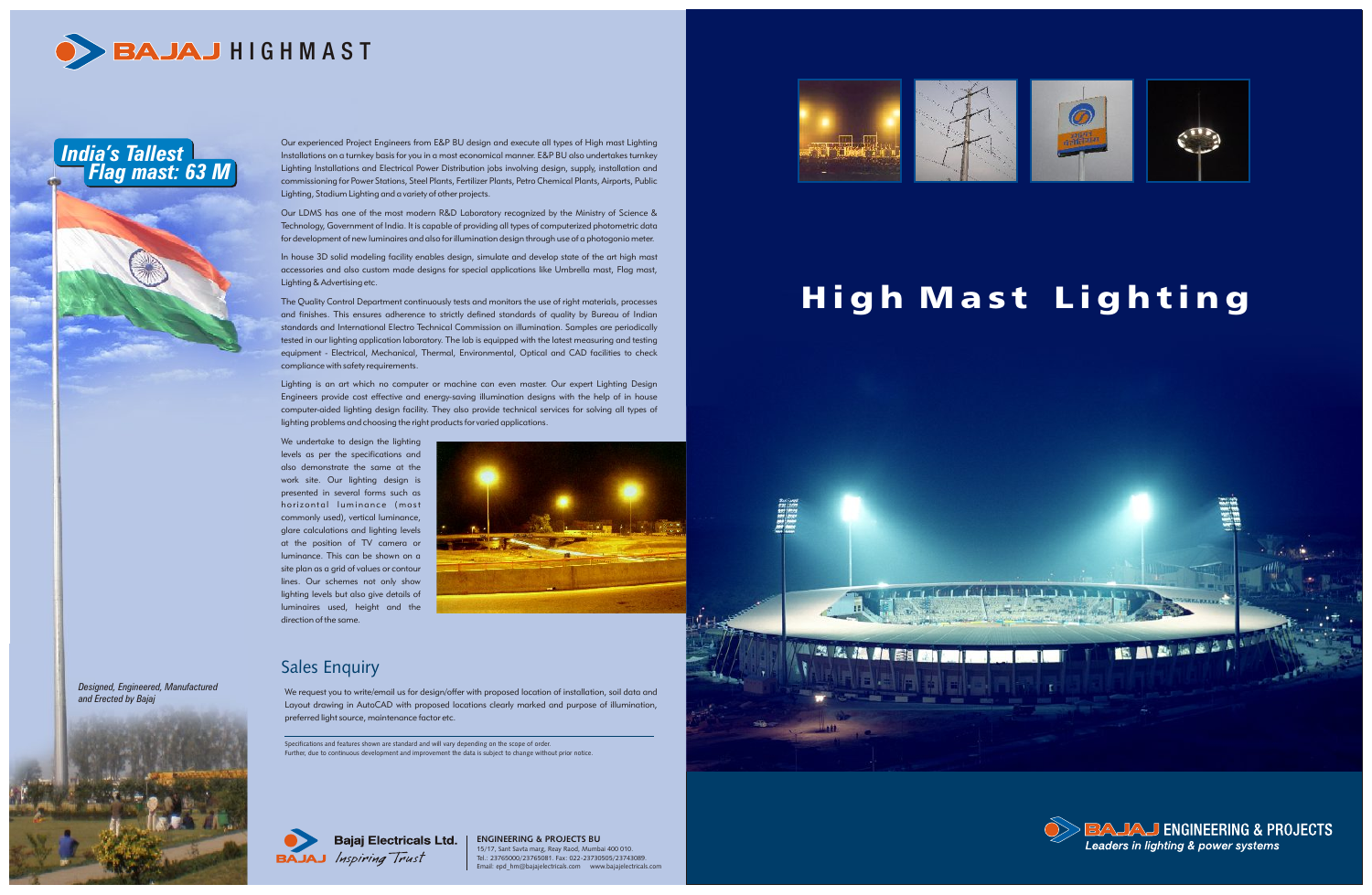# BAJAJ HIGHMAST

## India's Tallest Flag mast: 63 M

*Designed, Engineered, Manufactured and Erected by Bajaj*

Our experienced Project Engineers from E&P BU design and execute all types of High mast Lighting Installations on a turnkey basis for you in a most economical manner. E&P BU also undertakes turnkey Lighting Installations and Electrical Power Distribution jobs involving design, supply, installation and commissioning for Power Stations, Steel Plants, Fertilizer Plants, Petro Chemical Plants, Airports, Public Lighting, Stadium Lighting and a variety of other projects.

Our LDMS has one of the most modern R&D Laboratory recognized by the Ministry of Science & Technology, Government of India. It is capable of providing all types of computerized photometric data for development of new luminaires and also for illumination design through use of a photogonio meter.

In house 3D solid modeling facility enables design, simulate and develop state of the art high mast accessories and also custom made designs for special applications like Umbrella mast, Flag mast, Lighting & Advertising etc.

The Quality Control Department continuously tests and monitors the use of right materials, processes and finishes. This ensures adherence to strictly defined standards of quality by Bureau of Indian standards and International Electro Technical Commission on illumination. Samples are periodically tested in our lighting application laboratory. The lab is equipped with the latest measuring and testing equipment - Electrical, Mechanical, Thermal, Environmental, Optical and CAD facilities to check compliance with safety requirements.

Lighting is an art which no computer or machine can even master. Our expert Lighting Design Engineers provide cost effective and energy-saving illumination designs with the help of in house computer-aided lighting design facility. They also provide technical services for solving all types of lighting problems and choosing the right products for varied applications.

We undertake to design the lighting levels as per the specifications and also demonstrate the same at the work site. Our lighting design is presented in several forms such as horizontal luminance (most commonly used), vertical luminance, glare calculations and lighting levels at the position of TV camera or luminance. This can be shown on a site plan as a grid of values or contour lines. Our schemes not only show lighting levels but also give details of luminaires used, height and the direction of the same.

## Sales Enquiry

We request you to write/email us for design/offer with proposed location of installation, soil data and Layout drawing in AutoCAD with proposed locations clearly marked and purpose of illumination, preferred light source, maintenance factor etc.

Specifications and features shown are standard and will vary depending on the scope of order.
Further, due to continuous development and improvement the data is subject to change without prior notice.

**Bajaj Electricals Ltd.**
*Inspiring Trust*

**ENGINEERING & PROJECTS BU**
15/17, Sant Savta marg, Reay Raod, Mumbai 400 010.
Tel.: 23765000/23765081. Fax: 022-23730505/23743089.
Email: epd_hm@bajajelectricals.com www.bajajelectricals.com

# High Mast Lighting

**BAJAJ ENGINEERING & PROJECTS**
*Leaders in lighting & power systems*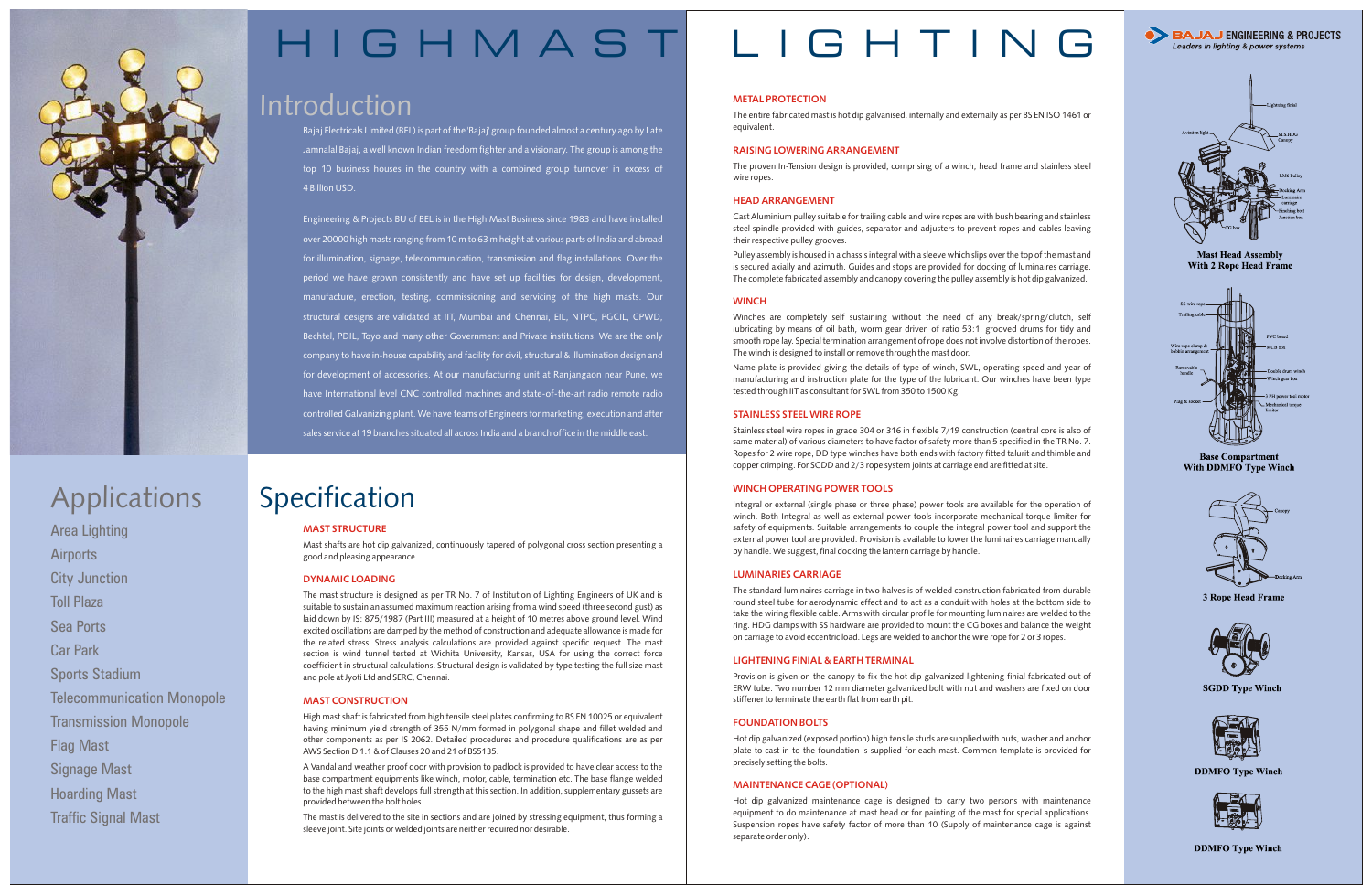# HIGHMAST LIGHTING

BAJAJ ENGINEERING & PROJECTS
*Leaders in lighting & power systems*

## Introduction

Bajaj Electricals Limited (BEL) is part of the 'Bajaj' group founded almost a century ago by Late Jamnalal Bajaj, a well known Indian freedom fighter and a visionary. The group is among the top 10 business houses in the country with a combined group turnover in excess of 4 Billion USD.

Engineering & Projects BU of BEL is in the High Mast Business since 1983 and have installed over 20000 high masts ranging from 10 m to 63 m height at various parts of India and abroad for illumination, signage, telecommunication, transmission and flag installations. Over the period we have grown consistently and have set up facilities for design, development, manufacture, erection, testing, commissioning and servicing of the high masts. Our structural designs are validated at IIT, Mumbai and Chennai, EIL, NTPC, PGCIL, CPWD, Bechtel, PDIL, Toyo and many other Government and Private institutions. We are the only company to have in-house capability and facility for civil, structural & illumination design and for development of accessories. At our manufacturing unit at Ranjangaon near Pune, we have International level CNC controlled machines and state-of-the-art radio remote radio controlled Galvanizing plant. We have teams of Engineers for marketing, execution and after sales service at 19 branches situated all across India and a branch office in the middle east.

## Applications

- Area Lighting
- Airports
- City Junction
- Toll Plaza
- Sea Ports
- Car Park
- Sports Stadium
- Telecommunication Monopole
- Transmission Monopole
- Flag Mast
- Signage Mast
- Hoarding Mast
- Traffic Signal Mast

## Specification

### MAST STRUCTURE

Mast shafts are hot dip galvanized, continuously tapered of polygonal cross section presenting a good and pleasing appearance.

### DYNAMIC LOADING

The mast structure is designed as per TR No. 7 of Institution of Lighting Engineers of UK and is suitable to sustain an assumed maximum reaction arising from a wind speed (three second gust) as laid down by IS: 875/1987 (Part III) measured at a height of 10 metres above ground level. Wind excited oscillations are damped by the method of construction and adequate allowance is made for the related stress. Stress analysis calculations are provided against specific request. The mast section is wind tunnel tested at Wichita University, Kansas, USA for using the correct force coefficient in structural calculations. Structural design is validated by type testing the full size mast and pole at Jyoti Ltd and SERC, Chennai.

### MAST CONSTRUCTION

High mast shaft is fabricated from high tensile steel plates confirming to BS EN 10025 or equivalent having minimum yield strength of 355 N/mm formed in polygonal shape and fillet welded and other components as per IS 2062. Detailed procedures and procedure qualifications are as per AWS Section D 1.1 & of Clauses 20 and 21 of BS5135.

A Vandal and weather proof door with provision to padlock is provided to have clear access to the base compartment equipments like winch, motor, cable, termination etc. The base flange welded to the high mast shaft develops full strength at this section. In addition, supplementary gussets are provided between the bolt holes.

The mast is delivered to the site in sections and are joined by stressing equipment, thus forming a sleeve joint. Site joints or welded joints are neither required nor desirable.

### METAL PROTECTION

The entire fabricated mast is hot dip galvanised, internally and externally as per BS EN ISO 1461 or equivalent.

### RAISING LOWERING ARRANGEMENT

The proven In-Tension design is provided, comprising of a winch, head frame and stainless steel wire ropes.

### HEAD ARRANGEMENT

Cast Aluminium pulley suitable for trailing cable and wire ropes are with bush bearing and stainless steel spindle provided with guides, separator and adjusters to prevent ropes and cables leaving their respective pulley grooves.

Pulley assembly is housed in a chassis integral with a sleeve which slips over the top of the mast and is secured axially and azimuth. Guides and stops are provided for docking of luminaires carriage. The complete fabricated assembly and canopy covering the pulley assembly is hot dip galvanized.

### WINCH

Winches are completely self sustaining without the need of any break/spring/clutch, self lubricating by means of oil bath, worm gear driven of ratio 53:1, grooved drums for tidy and smooth rope lay. Special termination arrangement of rope does not involve distortion of the ropes. The winch is designed to install or remove through the mast door.

Name plate is provided giving the details of type of winch, SWL, operating speed and year of manufacturing and instruction plate for the type of the lubricant. Our winches have been type tested through IIT as consultant for SWL from 350 to 1500 Kg.

### STAINLESS STEEL WIRE ROPE

Stainless steel wire ropes in grade 304 or 316 in flexible 7/19 construction (central core is also of same material) of various diameters to have factor of safety more than 5 specified in the TR No. 7. Ropes for 2 wire rope, DD type winches have both ends with factory fitted talurit and thimble and copper crimping. For SGDD and 2/3 rope system joints at carriage end are fitted at site.

### WINCH OPERATING POWER TOOLS

Integral or external (single phase or three phase) power tools are available for the operation of winch. Both Integral as well as external power tools incorporate mechanical torque limiter for safety of equipments. Suitable arrangements to couple the integral power tool and support the external power tool are provided. Provision is available to lower the luminaires carriage manually by handle. We suggest, final docking the lantern carriage by handle.

### LUMINARIES CARRIAGE

The standard luminaires carriage in two halves is of welded construction fabricated from durable round steel tube for aerodynamic effect and to act as a conduit with holes at the bottom side to take the wiring flexible cable. Arms with circular profile for mounting luminaires are welded to the ring. HDG clamps with SS hardware are provided to mount the CG boxes and balance the weight on carriage to avoid eccentric load. Legs are welded to anchor the wire rope for 2 or 3 ropes.

### LIGHTENING FINIAL & EARTH TERMINAL

Provision is given on the canopy to fix the hot dip galvanized lightening finial fabricated out of ERW tube. Two number 12 mm diameter galvanized bolt with nut and washers are fixed on door stiffener to terminate the earth flat from earth pit.

### FOUNDATION BOLTS

Hot dip galvanized (exposed portion) high tensile studs are supplied with nuts, washer and anchor plate to cast in to the foundation is supplied for each mast. Common template is provided for precisely setting the bolts.

### MAINTENANCE CAGE (OPTIONAL)

Hot dip galvanized maintenance cage is designed to carry two persons with maintenance equipment to do maintenance at mast head or for painting of the mast for special applications. Suspension ropes have safety factor of more than 10 (Supply of maintenance cage is against separate order only).

Lightning finial
Aviation light
M.S HDG Canopy
LMS Pulley
Docking Arm
Luminaire carriage
Pinching bolt
Junction box
CG box

**Mast Head Assembly With 2 Rope Head Frame**

SS wire rope
Trailing cable
PVC board
Wire rope clamp & bobbin arrangement
MCB box
Removable handle
Double drum winch
Winch gear box
Plug & socket
3 PH power tool motor
Mechanical torque limiter

**Base Compartment With DDMFO Type Winch**

Canopy
Docking Arm

**3 Rope Head Frame**

**SGDD Type Winch**

**DDMFO Type Winch**

**DDMFO Type Winch**